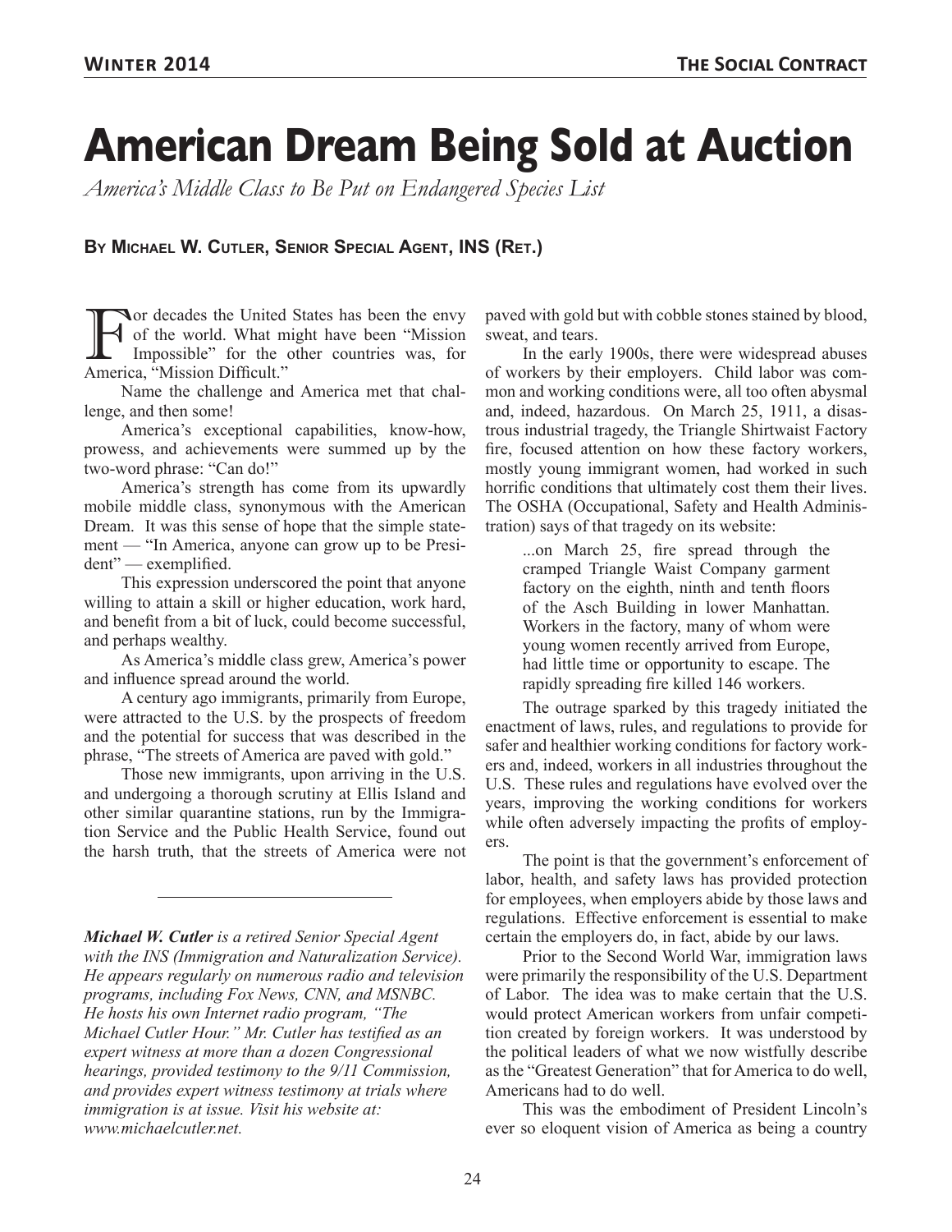# American Dream Being Sold at Auction

*America's Middle Class to Be Put on Endangered Species List*

**By Michael W. Cutler, Senior Special Agent, INS (Ret.)**

For decades the United States has been the envy of the world. What might have been "Mission Impossible" for the other countries was, for America, "Mission Difficult."

Name the challenge and America met that challenge, and then some!

America's exceptional capabilities, know-how, prowess, and achievements were summed up by the two-word phrase: "Can do!"

America's strength has come from its upwardly mobile middle class, synonymous with the American Dream. It was this sense of hope that the simple statement — "In America, anyone can grow up to be President" — exemplified.

This expression underscored the point that anyone willing to attain a skill or higher education, work hard, and benefit from a bit of luck, could become successful, and perhaps wealthy.

As America's middle class grew, America's power and influence spread around the world.

A century ago immigrants, primarily from Europe, were attracted to the U.S. by the prospects of freedom and the potential for success that was described in the phrase, "The streets of America are paved with gold."

Those new immigrants, upon arriving in the U.S. and undergoing a thorough scrutiny at Ellis Island and other similar quarantine stations, run by the Immigration Service and the Public Health Service, found out the harsh truth, that the streets of America were not paved with gold but with cobble stones stained by blood, sweat, and tears.

In the early 1900s, there were widespread abuses of workers by their employers. Child labor was common and working conditions were, all too often abysmal and, indeed, hazardous. On March 25, 1911, a disastrous industrial tragedy, the Triangle Shirtwaist Factory fire, focused attention on how these factory workers, mostly young immigrant women, had worked in such horrific conditions that ultimately cost them their lives. The OSHA (Occupational, Safety and Health Administration) says of that tragedy on its website:

> ...on March 25, fire spread through the cramped Triangle Waist Company garment factory on the eighth, ninth and tenth floors of the Asch Building in lower Manhattan. Workers in the factory, many of whom were young women recently arrived from Europe, had little time or opportunity to escape. The rapidly spreading fire killed 146 workers.

The outrage sparked by this tragedy initiated the enactment of laws, rules, and regulations to provide for safer and healthier working conditions for factory workers and, indeed, workers in all industries throughout the U.S. These rules and regulations have evolved over the years, improving the working conditions for workers while often adversely impacting the profits of employers.

The point is that the government's enforcement of labor, health, and safety laws has provided protection for employees, when employers abide by those laws and regulations. Effective enforcement is essential to make certain the employers do, in fact, abide by our laws.

Prior to the Second World War, immigration laws were primarily the responsibility of the U.S. Department of Labor. The idea was to make certain that the U.S. would protect American workers from unfair competition created by foreign workers. It was understood by the political leaders of what we now wistfully describe as the "Greatest Generation" that for America to do well, Americans had to do well.

This was the embodiment of President Lincoln's ever so eloquent vision of America as being a country

---

***Michael W. Cutler** is a retired Senior Special Agent with the INS (Immigration and Naturalization Service). He appears regularly on numerous radio and television programs, including Fox News, CNN, and MSNBC. He hosts his own Internet radio program, "The Michael Cutler Hour." Mr. Cutler has testified as an expert witness at more than a dozen Congressional hearings, provided testimony to the 9/11 Commission, and provides expert witness testimony at trials where immigration is at issue. Visit his website at: www.michaelcutler.net.*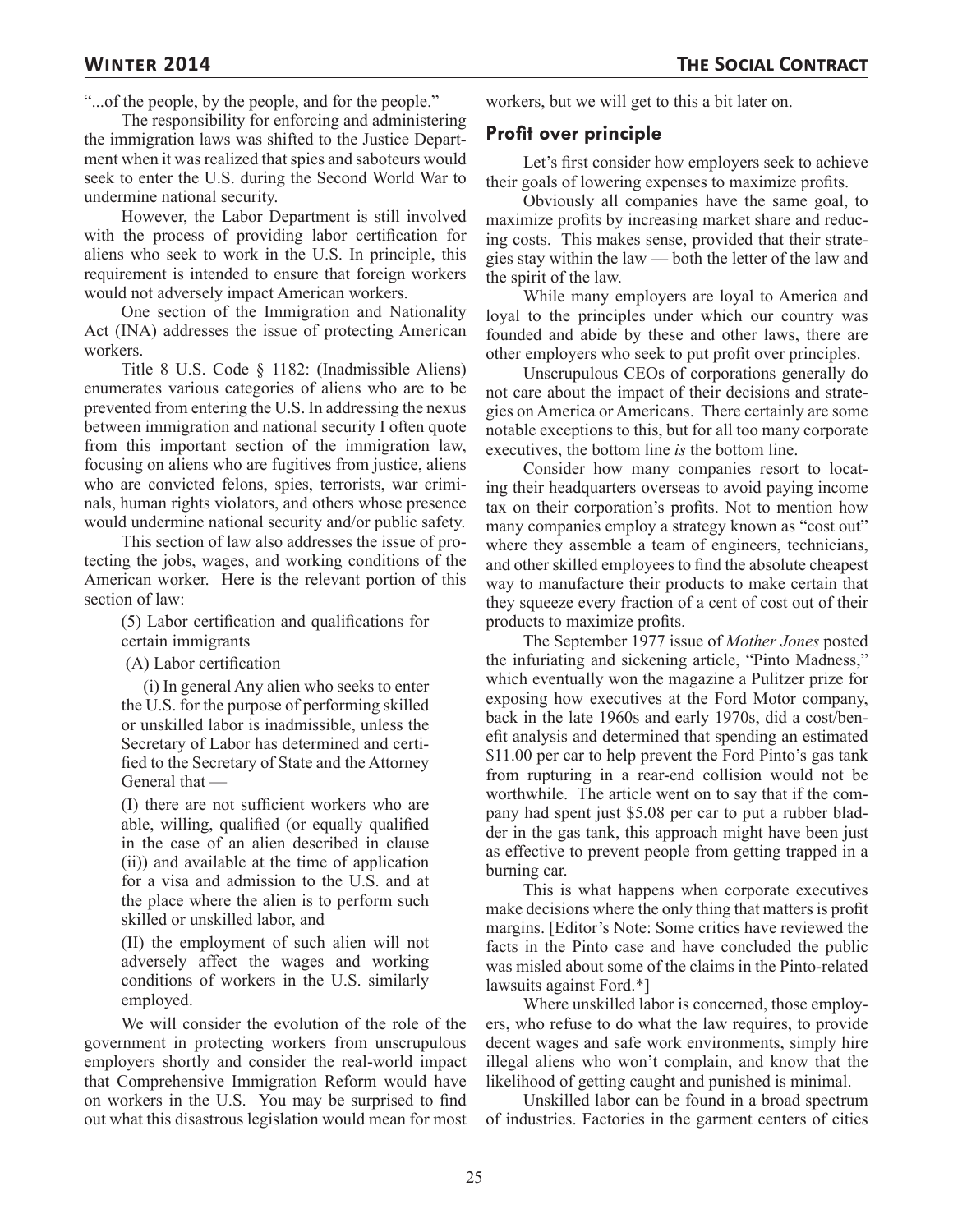"...of the people, by the people, and for the people."

The responsibility for enforcing and administering the immigration laws was shifted to the Justice Department when it was realized that spies and saboteurs would seek to enter the U.S. during the Second World War to undermine national security.

However, the Labor Department is still involved with the process of providing labor certification for aliens who seek to work in the U.S. In principle, this requirement is intended to ensure that foreign workers would not adversely impact American workers.

One section of the Immigration and Nationality Act (INA) addresses the issue of protecting American workers.

Title 8 U.S. Code § 1182: (Inadmissible Aliens) enumerates various categories of aliens who are to be prevented from entering the U.S. In addressing the nexus between immigration and national security I often quote from this important section of the immigration law, focusing on aliens who are fugitives from justice, aliens who are convicted felons, spies, terrorists, war criminals, human rights violators, and others whose presence would undermine national security and/or public safety.

This section of law also addresses the issue of protecting the jobs, wages, and working conditions of the American worker. Here is the relevant portion of this section of law:

> (5) Labor certification and qualifications for certain immigrants
>
> (A) Labor certification
>
> (i) In general Any alien who seeks to enter the U.S. for the purpose of performing skilled or unskilled labor is inadmissible, unless the Secretary of Labor has determined and certified to the Secretary of State and the Attorney General that —
>
> (I) there are not sufficient workers who are able, willing, qualified (or equally qualified in the case of an alien described in clause (ii)) and available at the time of application for a visa and admission to the U.S. and at the place where the alien is to perform such skilled or unskilled labor, and
>
> (II) the employment of such alien will not adversely affect the wages and working conditions of workers in the U.S. similarly employed.

We will consider the evolution of the role of the government in protecting workers from unscrupulous employers shortly and consider the real-world impact that Comprehensive Immigration Reform would have on workers in the U.S. You may be surprised to find out what this disastrous legislation would mean for most workers, but we will get to this a bit later on.

## Profit over principle

Let's first consider how employers seek to achieve their goals of lowering expenses to maximize profits.

Obviously all companies have the same goal, to maximize profits by increasing market share and reducing costs. This makes sense, provided that their strategies stay within the law — both the letter of the law and the spirit of the law.

While many employers are loyal to America and loyal to the principles under which our country was founded and abide by these and other laws, there are other employers who seek to put profit over principles.

Unscrupulous CEOs of corporations generally do not care about the impact of their decisions and strategies on America or Americans. There certainly are some notable exceptions to this, but for all too many corporate executives, the bottom line *is* the bottom line.

Consider how many companies resort to locating their headquarters overseas to avoid paying income tax on their corporation's profits. Not to mention how many companies employ a strategy known as "cost out" where they assemble a team of engineers, technicians, and other skilled employees to find the absolute cheapest way to manufacture their products to make certain that they squeeze every fraction of a cent of cost out of their products to maximize profits.

The September 1977 issue of *Mother Jones* posted the infuriating and sickening article, "Pinto Madness," which eventually won the magazine a Pulitzer prize for exposing how executives at the Ford Motor company, back in the late 1960s and early 1970s, did a cost/benefit analysis and determined that spending an estimated $11.00 per car to help prevent the Ford Pinto's gas tank from rupturing in a rear-end collision would not be worthwhile. The article went on to say that if the company had spent just $5.08 per car to put a rubber bladder in the gas tank, this approach might have been just as effective to prevent people from getting trapped in a burning car.

This is what happens when corporate executives make decisions where the only thing that matters is profit margins. [Editor's Note: Some critics have reviewed the facts in the Pinto case and have concluded the public was misled about some of the claims in the Pinto-related lawsuits against Ford.*]

Where unskilled labor is concerned, those employers, who refuse to do what the law requires, to provide decent wages and safe work environments, simply hire illegal aliens who won't complain, and know that the likelihood of getting caught and punished is minimal.

Unskilled labor can be found in a broad spectrum of industries. Factories in the garment centers of cities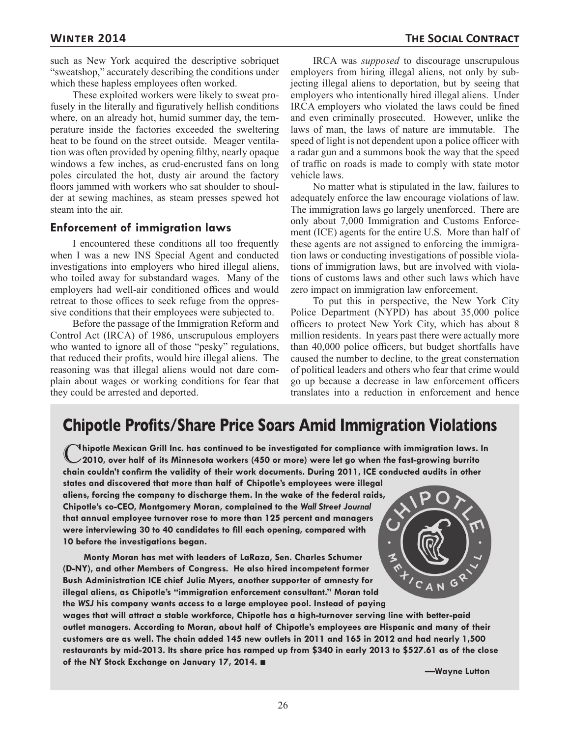such as New York acquired the descriptive sobriquet "sweatshop," accurately describing the conditions under which these hapless employees often worked.

These exploited workers were likely to sweat profusely in the literally and figuratively hellish conditions where, on an already hot, humid summer day, the temperature inside the factories exceeded the sweltering heat to be found on the street outside. Meager ventilation was often provided by opening filthy, nearly opaque windows a few inches, as crud-encrusted fans on long poles circulated the hot, dusty air around the factory floors jammed with workers who sat shoulder to shoulder at sewing machines, as steam presses spewed hot steam into the air.

### Enforcement of immigration laws

I encountered these conditions all too frequently when I was a new INS Special Agent and conducted investigations into employers who hired illegal aliens, who toiled away for substandard wages. Many of the employers had well-air conditioned offices and would retreat to those offices to seek refuge from the oppressive conditions that their employees were subjected to.

Before the passage of the Immigration Reform and Control Act (IRCA) of 1986, unscrupulous employers who wanted to ignore all of those "pesky" regulations, that reduced their profits, would hire illegal aliens. The reasoning was that illegal aliens would not dare complain about wages or working conditions for fear that they could be arrested and deported.

IRCA was *supposed* to discourage unscrupulous employers from hiring illegal aliens, not only by subjecting illegal aliens to deportation, but by seeing that employers who intentionally hired illegal aliens. Under IRCA employers who violated the laws could be fined and even criminally prosecuted. However, unlike the laws of man, the laws of nature are immutable. The speed of light is not dependent upon a police officer with a radar gun and a summons book the way that the speed of traffic on roads is made to comply with state motor vehicle laws.

No matter what is stipulated in the law, failures to adequately enforce the law encourage violations of law. The immigration laws go largely unenforced. There are only about 7,000 Immigration and Customs Enforcement (ICE) agents for the entire U.S. More than half of these agents are not assigned to enforcing the immigration laws or conducting investigations of possible violations of immigration laws, but are involved with violations of customs laws and other such laws which have zero impact on immigration law enforcement.

To put this in perspective, the New York City Police Department (NYPD) has about 35,000 police officers to protect New York City, which has about 8 million residents. In years past there were actually more than 40,000 police officers, but budget shortfalls have caused the number to decline, to the great consternation of political leaders and others who fear that crime would go up because a decrease in law enforcement officers translates into a reduction in enforcement and hence

## Chipotle Profits/Share Price Soars Amid Immigration Violations

**Chipotle Mexican Grill Inc. has continued to be investigated for compliance with immigration laws. In 2010, over half of its Minnesota workers (450 or more) were let go when the fast-growing burrito chain couldn't confirm the validity of their work documents. During 2011, ICE conducted audits in other states and discovered that more than half of Chipotle's employees were illegal aliens, forcing the company to discharge them. In the wake of the federal raids, Chipotle's co-CEO, Montgomery Moran, complained to the *Wall Street Journal* that annual employee turnover rose to more than 125 percent and managers were interviewing 30 to 40 candidates to fill each opening, compared with 10 before the investigations began.**

**Monty Moran has met with leaders of LaRaza, Sen. Charles Schumer (D-NY), and other Members of Congress. He also hired incompetent former Bush Administration ICE chief Julie Myers, another supporter of amnesty for illegal aliens, as Chipotle's "immigration enforcement consultant." Moran told the *WSJ* his company wants access to a large employee pool. Instead of paying wages that will attract a stable workforce, Chipotle has a high-turnover serving line with better-paid outlet managers. According to Moran, about half of Chipotle's employees are Hispanic and many of their customers are as well. The chain added 145 new outlets in 2011 and 165 in 2012 and had nearly 1,500 restaurants by mid-2013. Its share price has ramped up from $340 in early 2013 to $527.61 as of the close of the NY Stock Exchange on January 17, 2014. ■**

**—Wayne Lutton**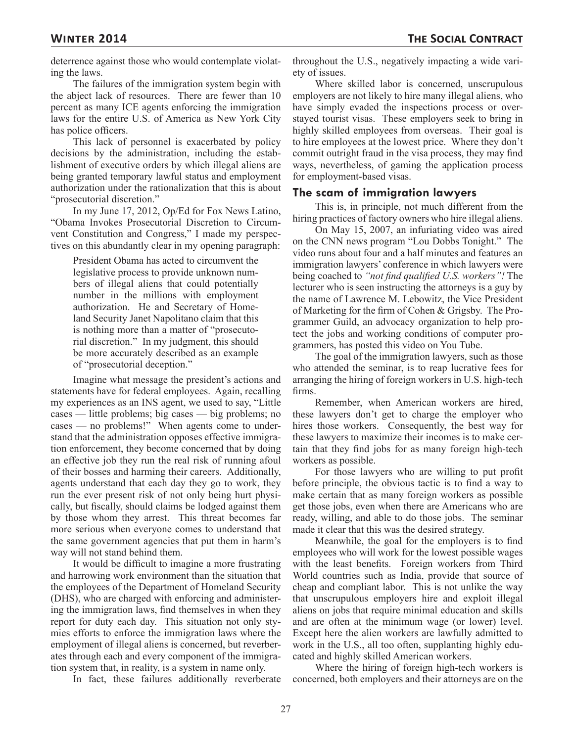deterrence against those who would contemplate violating the laws.

The failures of the immigration system begin with the abject lack of resources. There are fewer than 10 percent as many ICE agents enforcing the immigration laws for the entire U.S. of America as New York City has police officers.

This lack of personnel is exacerbated by policy decisions by the administration, including the establishment of executive orders by which illegal aliens are being granted temporary lawful status and employment authorization under the rationalization that this is about "prosecutorial discretion."

In my June 17, 2012, Op/Ed for Fox News Latino, "Obama Invokes Prosecutorial Discretion to Circumvent Constitution and Congress," I made my perspectives on this abundantly clear in my opening paragraph:

> President Obama has acted to circumvent the legislative process to provide unknown numbers of illegal aliens that could potentially number in the millions with employment authorization. He and Secretary of Homeland Security Janet Napolitano claim that this is nothing more than a matter of "prosecutorial discretion." In my judgment, this should be more accurately described as an example of "prosecutorial deception."

Imagine what message the president's actions and statements have for federal employees. Again, recalling my experiences as an INS agent, we used to say, "Little cases — little problems; big cases — big problems; no cases — no problems!" When agents come to understand that the administration opposes effective immigration enforcement, they become concerned that by doing an effective job they run the real risk of running afoul of their bosses and harming their careers. Additionally, agents understand that each day they go to work, they run the ever present risk of not only being hurt physically, but fiscally, should claims be lodged against them by those whom they arrest. This threat becomes far more serious when everyone comes to understand that the same government agencies that put them in harm's way will not stand behind them.

It would be difficult to imagine a more frustrating and harrowing work environment than the situation that the employees of the Department of Homeland Security (DHS), who are charged with enforcing and administering the immigration laws, find themselves in when they report for duty each day. This situation not only stymies efforts to enforce the immigration laws where the employment of illegal aliens is concerned, but reverberates through each and every component of the immigration system that, in reality, is a system in name only.

In fact, these failures additionally reverberate throughout the U.S., negatively impacting a wide variety of issues.

Where skilled labor is concerned, unscrupulous employers are not likely to hire many illegal aliens, who have simply evaded the inspections process or overstayed tourist visas. These employers seek to bring in highly skilled employees from overseas. Their goal is to hire employees at the lowest price. Where they don't commit outright fraud in the visa process, they may find ways, nevertheless, of gaming the application process for employment-based visas.

## The scam of immigration lawyers

This is, in principle, not much different from the hiring practices of factory owners who hire illegal aliens.

On May 15, 2007, an infuriating video was aired on the CNN news program "Lou Dobbs Tonight." The video runs about four and a half minutes and features an immigration lawyers' conference in which lawyers were being coached to *"not find qualified U.S. workers"!* The lecturer who is seen instructing the attorneys is a guy by the name of Lawrence M. Lebowitz, the Vice President of Marketing for the firm of Cohen & Grigsby. The Programmer Guild, an advocacy organization to help protect the jobs and working conditions of computer programmers, has posted this video on You Tube.

The goal of the immigration lawyers, such as those who attended the seminar, is to reap lucrative fees for arranging the hiring of foreign workers in U.S. high-tech firms.

Remember, when American workers are hired, these lawyers don't get to charge the employer who hires those workers. Consequently, the best way for these lawyers to maximize their incomes is to make certain that they find jobs for as many foreign high-tech workers as possible.

For those lawyers who are willing to put profit before principle, the obvious tactic is to find a way to make certain that as many foreign workers as possible get those jobs, even when there are Americans who are ready, willing, and able to do those jobs. The seminar made it clear that this was the desired strategy.

Meanwhile, the goal for the employers is to find employees who will work for the lowest possible wages with the least benefits. Foreign workers from Third World countries such as India, provide that source of cheap and compliant labor. This is not unlike the way that unscrupulous employers hire and exploit illegal aliens on jobs that require minimal education and skills and are often at the minimum wage (or lower) level. Except here the alien workers are lawfully admitted to work in the U.S., all too often, supplanting highly educated and highly skilled American workers.

Where the hiring of foreign high-tech workers is concerned, both employers and their attorneys are on the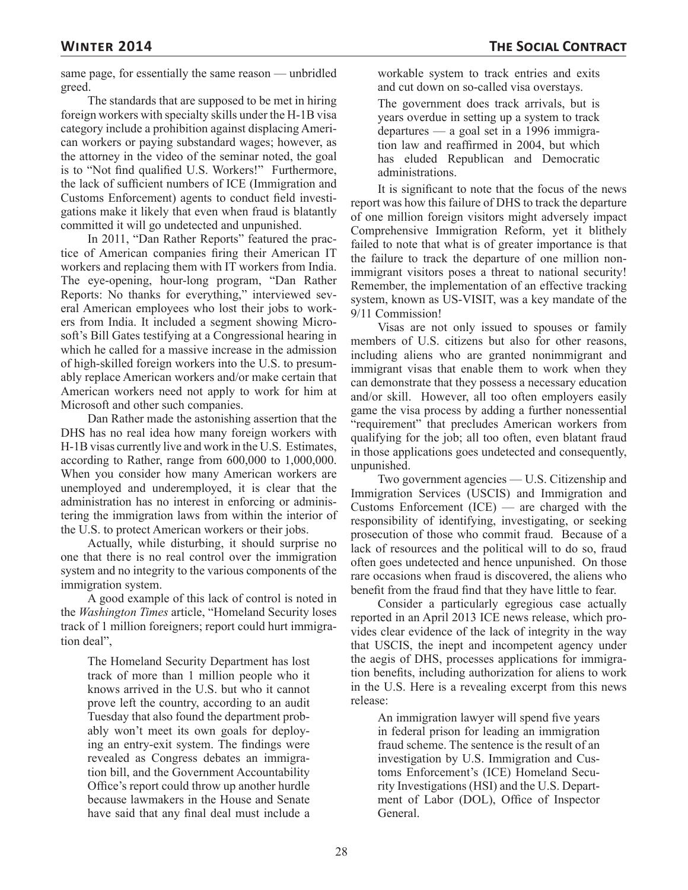same page, for essentially the same reason — unbridled greed.

The standards that are supposed to be met in hiring foreign workers with specialty skills under the H-1B visa category include a prohibition against displacing American workers or paying substandard wages; however, as the attorney in the video of the seminar noted, the goal is to "Not find qualified U.S. Workers!" Furthermore, the lack of sufficient numbers of ICE (Immigration and Customs Enforcement) agents to conduct field investigations make it likely that even when fraud is blatantly committed it will go undetected and unpunished.

In 2011, "Dan Rather Reports" featured the practice of American companies firing their American IT workers and replacing them with IT workers from India. The eye-opening, hour-long program, "Dan Rather Reports: No thanks for everything," interviewed several American employees who lost their jobs to workers from India. It included a segment showing Microsoft's Bill Gates testifying at a Congressional hearing in which he called for a massive increase in the admission of high-skilled foreign workers into the U.S. to presumably replace American workers and/or make certain that American workers need not apply to work for him at Microsoft and other such companies.

Dan Rather made the astonishing assertion that the DHS has no real idea how many foreign workers with H-1B visas currently live and work in the U.S. Estimates, according to Rather, range from 600,000 to 1,000,000. When you consider how many American workers are unemployed and underemployed, it is clear that the administration has no interest in enforcing or administering the immigration laws from within the interior of the U.S. to protect American workers or their jobs.

Actually, while disturbing, it should surprise no one that there is no real control over the immigration system and no integrity to the various components of the immigration system.

A good example of this lack of control is noted in the *Washington Times* article, "Homeland Security loses track of 1 million foreigners; report could hurt immigration deal",

> The Homeland Security Department has lost track of more than 1 million people who it knows arrived in the U.S. but who it cannot prove left the country, according to an audit Tuesday that also found the department probably won't meet its own goals for deploying an entry-exit system. The findings were revealed as Congress debates an immigration bill, and the Government Accountability Office's report could throw up another hurdle because lawmakers in the House and Senate have said that any final deal must include a workable system to track entries and exits and cut down on so-called visa overstays.
>
> The government does track arrivals, but is years overdue in setting up a system to track departures — a goal set in a 1996 immigration law and reaffirmed in 2004, but which has eluded Republican and Democratic administrations.

It is significant to note that the focus of the news report was how this failure of DHS to track the departure of one million foreign visitors might adversely impact Comprehensive Immigration Reform, yet it blithely failed to note that what is of greater importance is that the failure to track the departure of one million nonimmigrant visitors poses a threat to national security! Remember, the implementation of an effective tracking system, known as US-VISIT, was a key mandate of the 9/11 Commission!

Visas are not only issued to spouses or family members of U.S. citizens but also for other reasons, including aliens who are granted nonimmigrant and immigrant visas that enable them to work when they can demonstrate that they possess a necessary education and/or skill. However, all too often employers easily game the visa process by adding a further nonessential "requirement" that precludes American workers from qualifying for the job; all too often, even blatant fraud in those applications goes undetected and consequently, unpunished.

Two government agencies — U.S. Citizenship and Immigration Services (USCIS) and Immigration and Customs Enforcement (ICE) — are charged with the responsibility of identifying, investigating, or seeking prosecution of those who commit fraud. Because of a lack of resources and the political will to do so, fraud often goes undetected and hence unpunished. On those rare occasions when fraud is discovered, the aliens who benefit from the fraud find that they have little to fear.

Consider a particularly egregious case actually reported in an April 2013 ICE news release, which provides clear evidence of the lack of integrity in the way that USCIS, the inept and incompetent agency under the aegis of DHS, processes applications for immigration benefits, including authorization for aliens to work in the U.S. Here is a revealing excerpt from this news release:

> An immigration lawyer will spend five years in federal prison for leading an immigration fraud scheme. The sentence is the result of an investigation by U.S. Immigration and Customs Enforcement's (ICE) Homeland Security Investigations (HSI) and the U.S. Department of Labor (DOL), Office of Inspector General.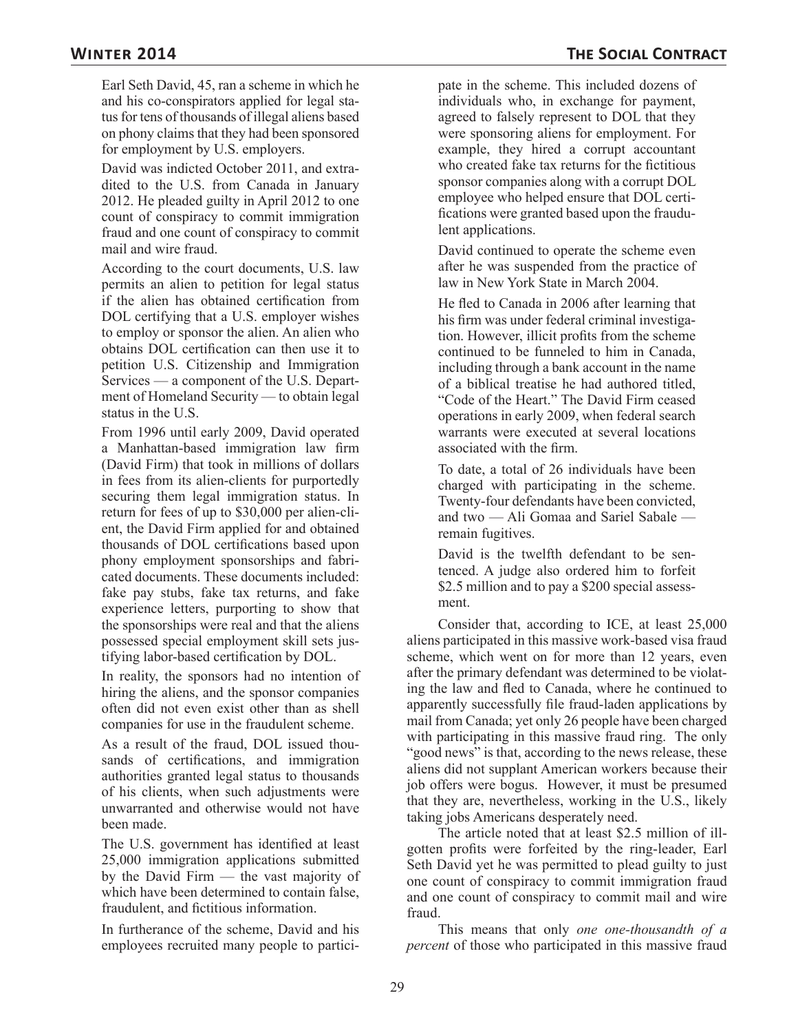Earl Seth David, 45, ran a scheme in which he and his co-conspirators applied for legal status for tens of thousands of illegal aliens based on phony claims that they had been sponsored for employment by U.S. employers.

David was indicted October 2011, and extradited to the U.S. from Canada in January 2012. He pleaded guilty in April 2012 to one count of conspiracy to commit immigration fraud and one count of conspiracy to commit mail and wire fraud.

According to the court documents, U.S. law permits an alien to petition for legal status if the alien has obtained certification from DOL certifying that a U.S. employer wishes to employ or sponsor the alien. An alien who obtains DOL certification can then use it to petition U.S. Citizenship and Immigration Services — a component of the U.S. Department of Homeland Security — to obtain legal status in the U.S.

From 1996 until early 2009, David operated a Manhattan-based immigration law firm (David Firm) that took in millions of dollars in fees from its alien-clients for purportedly securing them legal immigration status. In return for fees of up to $30,000 per alien-client, the David Firm applied for and obtained thousands of DOL certifications based upon phony employment sponsorships and fabricated documents. These documents included: fake pay stubs, fake tax returns, and fake experience letters, purporting to show that the sponsorships were real and that the aliens possessed special employment skill sets justifying labor-based certification by DOL.

In reality, the sponsors had no intention of hiring the aliens, and the sponsor companies often did not even exist other than as shell companies for use in the fraudulent scheme.

As a result of the fraud, DOL issued thousands of certifications, and immigration authorities granted legal status to thousands of his clients, when such adjustments were unwarranted and otherwise would not have been made.

The U.S. government has identified at least 25,000 immigration applications submitted by the David Firm — the vast majority of which have been determined to contain false, fraudulent, and fictitious information.

In furtherance of the scheme, David and his employees recruited many people to participate in the scheme. This included dozens of individuals who, in exchange for payment, agreed to falsely represent to DOL that they were sponsoring aliens for employment. For example, they hired a corrupt accountant who created fake tax returns for the fictitious sponsor companies along with a corrupt DOL employee who helped ensure that DOL certifications were granted based upon the fraudulent applications.

David continued to operate the scheme even after he was suspended from the practice of law in New York State in March 2004.

He fled to Canada in 2006 after learning that his firm was under federal criminal investigation. However, illicit profits from the scheme continued to be funneled to him in Canada, including through a bank account in the name of a biblical treatise he had authored titled, "Code of the Heart." The David Firm ceased operations in early 2009, when federal search warrants were executed at several locations associated with the firm.

To date, a total of 26 individuals have been charged with participating in the scheme. Twenty-four defendants have been convicted, and two — Ali Gomaa and Sariel Sabale — remain fugitives.

David is the twelfth defendant to be sentenced. A judge also ordered him to forfeit $2.5 million and to pay a $200 special assessment.

Consider that, according to ICE, at least 25,000 aliens participated in this massive work-based visa fraud scheme, which went on for more than 12 years, even after the primary defendant was determined to be violating the law and fled to Canada, where he continued to apparently successfully file fraud-laden applications by mail from Canada; yet only 26 people have been charged with participating in this massive fraud ring. The only "good news" is that, according to the news release, these aliens did not supplant American workers because their job offers were bogus. However, it must be presumed that they are, nevertheless, working in the U.S., likely taking jobs Americans desperately need.

The article noted that at least $2.5 million of ill-gotten profits were forfeited by the ring-leader, Earl Seth David yet he was permitted to plead guilty to just one count of conspiracy to commit immigration fraud and one count of conspiracy to commit mail and wire fraud.

This means that only *one one-thousandth of a percent* of those who participated in this massive fraud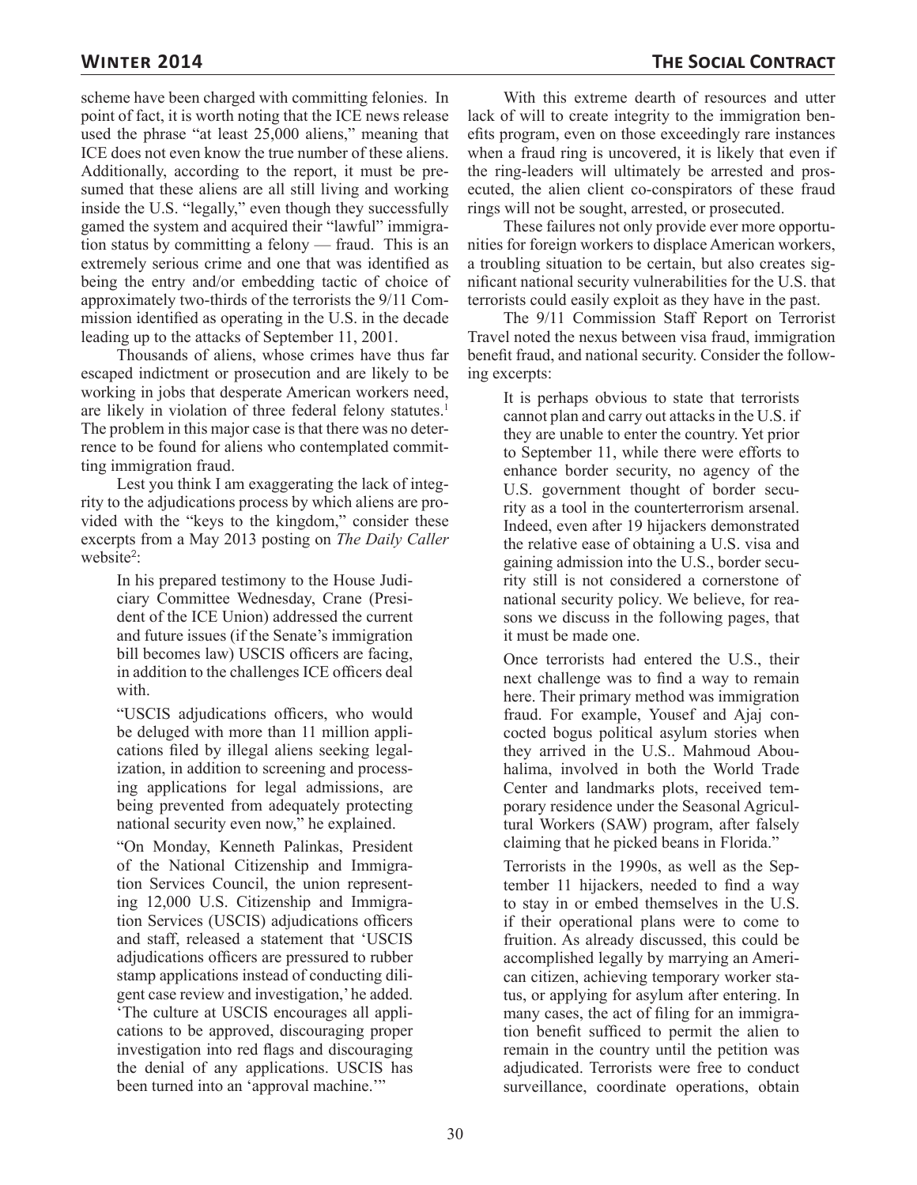scheme have been charged with committing felonies. In point of fact, it is worth noting that the ICE news release used the phrase "at least 25,000 aliens," meaning that ICE does not even know the true number of these aliens. Additionally, according to the report, it must be presumed that these aliens are all still living and working inside the U.S. "legally," even though they successfully gamed the system and acquired their "lawful" immigration status by committing a felony — fraud. This is an extremely serious crime and one that was identified as being the entry and/or embedding tactic of choice of approximately two-thirds of the terrorists the 9/11 Commission identified as operating in the U.S. in the decade leading up to the attacks of September 11, 2001.

Thousands of aliens, whose crimes have thus far escaped indictment or prosecution and are likely to be working in jobs that desperate American workers need, are likely in violation of three federal felony statutes.[1] The problem in this major case is that there was no deterrence to be found for aliens who contemplated committing immigration fraud.

Lest you think I am exaggerating the lack of integrity to the adjudications process by which aliens are provided with the "keys to the kingdom," consider these excerpts from a May 2013 posting on *The Daily Caller* website[2]:

> In his prepared testimony to the House Judiciary Committee Wednesday, Crane (President of the ICE Union) addressed the current and future issues (if the Senate's immigration bill becomes law) USCIS officers are facing, in addition to the challenges ICE officers deal with.
>
> "USCIS adjudications officers, who would be deluged with more than 11 million applications filed by illegal aliens seeking legalization, in addition to screening and processing applications for legal admissions, are being prevented from adequately protecting national security even now," he explained.
>
> "On Monday, Kenneth Palinkas, President of the National Citizenship and Immigration Services Council, the union representing 12,000 U.S. Citizenship and Immigration Services (USCIS) adjudications officers and staff, released a statement that 'USCIS adjudications officers are pressured to rubber stamp applications instead of conducting diligent case review and investigation,' he added. 'The culture at USCIS encourages all applications to be approved, discouraging proper investigation into red flags and discouraging the denial of any applications. USCIS has been turned into an 'approval machine.'"

With this extreme dearth of resources and utter lack of will to create integrity to the immigration benefits program, even on those exceedingly rare instances when a fraud ring is uncovered, it is likely that even if the ring-leaders will ultimately be arrested and prosecuted, the alien client co-conspirators of these fraud rings will not be sought, arrested, or prosecuted.

These failures not only provide ever more opportunities for foreign workers to displace American workers, a troubling situation to be certain, but also creates significant national security vulnerabilities for the U.S. that terrorists could easily exploit as they have in the past.

The 9/11 Commission Staff Report on Terrorist Travel noted the nexus between visa fraud, immigration benefit fraud, and national security. Consider the following excerpts:

> It is perhaps obvious to state that terrorists cannot plan and carry out attacks in the U.S. if they are unable to enter the country. Yet prior to September 11, while there were efforts to enhance border security, no agency of the U.S. government thought of border security as a tool in the counterterrorism arsenal. Indeed, even after 19 hijackers demonstrated the relative ease of obtaining a U.S. visa and gaining admission into the U.S., border security still is not considered a cornerstone of national security policy. We believe, for reasons we discuss in the following pages, that it must be made one.
>
> Once terrorists had entered the U.S., their next challenge was to find a way to remain here. Their primary method was immigration fraud. For example, Yousef and Ajaj concocted bogus political asylum stories when they arrived in the U.S.. Mahmoud Abouhalima, involved in both the World Trade Center and landmarks plots, received temporary residence under the Seasonal Agricultural Workers (SAW) program, after falsely claiming that he picked beans in Florida."
>
> Terrorists in the 1990s, as well as the September 11 hijackers, needed to find a way to stay in or embed themselves in the U.S. if their operational plans were to come to fruition. As already discussed, this could be accomplished legally by marrying an American citizen, achieving temporary worker status, or applying for asylum after entering. In many cases, the act of filing for an immigration benefit sufficed to permit the alien to remain in the country until the petition was adjudicated. Terrorists were free to conduct surveillance, coordinate operations, obtain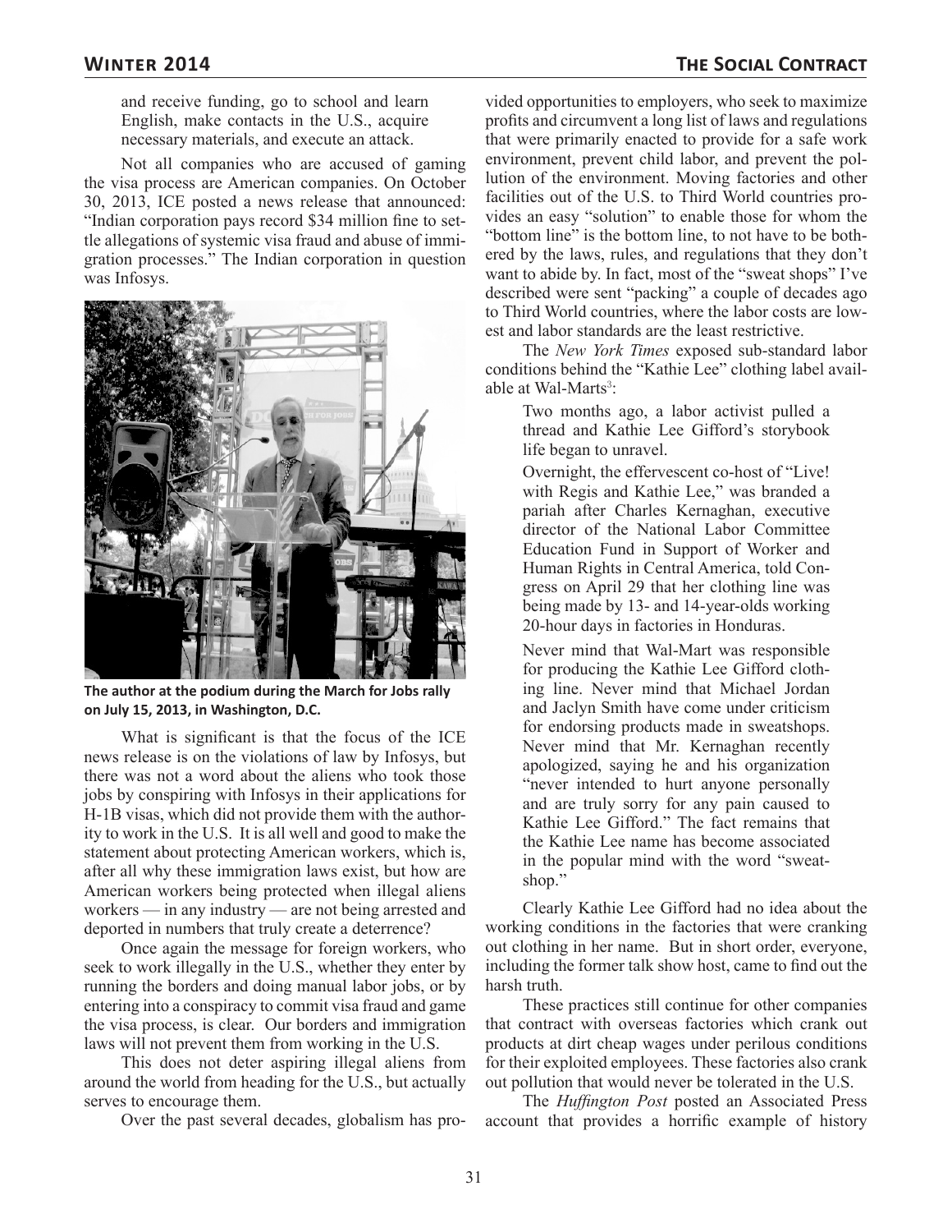and receive funding, go to school and learn English, make contacts in the U.S., acquire necessary materials, and execute an attack.

Not all companies who are accused of gaming the visa process are American companies. On October 30, 2013, ICE posted a news release that announced: "Indian corporation pays record $34 million fine to settle allegations of systemic visa fraud and abuse of immigration processes." The Indian corporation in question was Infosys.

**The author at the podium during the March for Jobs rally on July 15, 2013, in Washington, D.C.**

What is significant is that the focus of the ICE news release is on the violations of law by Infosys, but there was not a word about the aliens who took those jobs by conspiring with Infosys in their applications for H-1B visas, which did not provide them with the authority to work in the U.S. It is all well and good to make the statement about protecting American workers, which is, after all why these immigration laws exist, but how are American workers being protected when illegal aliens workers — in any industry — are not being arrested and deported in numbers that truly create a deterrence?

Once again the message for foreign workers, who seek to work illegally in the U.S., whether they enter by running the borders and doing manual labor jobs, or by entering into a conspiracy to commit visa fraud and game the visa process, is clear. Our borders and immigration laws will not prevent them from working in the U.S.

This does not deter aspiring illegal aliens from around the world from heading for the U.S., but actually serves to encourage them.

Over the past several decades, globalism has provided opportunities to employers, who seek to maximize profits and circumvent a long list of laws and regulations that were primarily enacted to provide for a safe work environment, prevent child labor, and prevent the pollution of the environment. Moving factories and other facilities out of the U.S. to Third World countries provides an easy "solution" to enable those for whom the "bottom line" is the bottom line, to not have to be bothered by the laws, rules, and regulations that they don't want to abide by. In fact, most of the "sweat shops" I've described were sent "packing" a couple of decades ago to Third World countries, where the labor costs are lowest and labor standards are the least restrictive.

The *New York Times* exposed sub-standard labor conditions behind the "Kathie Lee" clothing label available at Wal-Marts[3]:

> Two months ago, a labor activist pulled a thread and Kathie Lee Gifford's storybook life began to unravel.
>
> Overnight, the effervescent co-host of "Live! with Regis and Kathie Lee," was branded a pariah after Charles Kernaghan, executive director of the National Labor Committee Education Fund in Support of Worker and Human Rights in Central America, told Congress on April 29 that her clothing line was being made by 13- and 14-year-olds working 20-hour days in factories in Honduras.
>
> Never mind that Wal-Mart was responsible for producing the Kathie Lee Gifford clothing line. Never mind that Michael Jordan and Jaclyn Smith have come under criticism for endorsing products made in sweatshops. Never mind that Mr. Kernaghan recently apologized, saying he and his organization "never intended to hurt anyone personally and are truly sorry for any pain caused to Kathie Lee Gifford." The fact remains that the Kathie Lee name has become associated in the popular mind with the word "sweatshop."

Clearly Kathie Lee Gifford had no idea about the working conditions in the factories that were cranking out clothing in her name. But in short order, everyone, including the former talk show host, came to find out the harsh truth.

These practices still continue for other companies that contract with overseas factories which crank out products at dirt cheap wages under perilous conditions for their exploited employees. These factories also crank out pollution that would never be tolerated in the U.S.

The *Huffington Post* posted an Associated Press account that provides a horrific example of history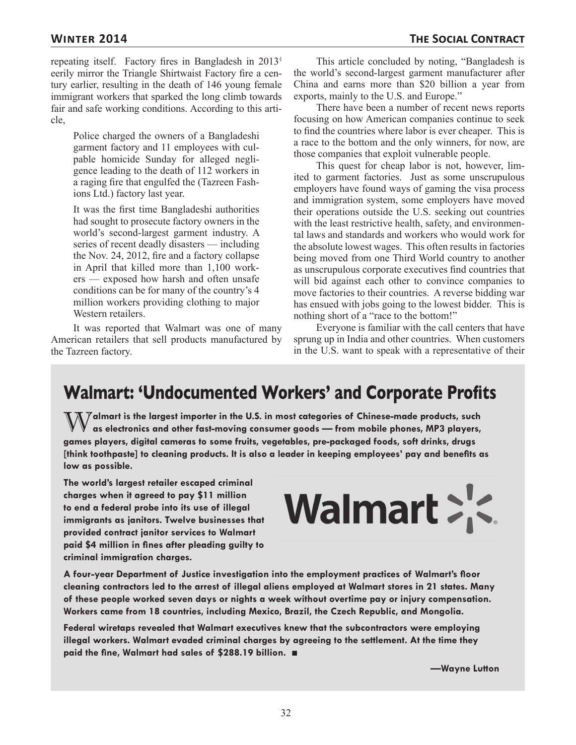repeating itself. Factory fires in Bangladesh in 2013[4] eerily mirror the Triangle Shirtwaist Factory fire a century earlier, resulting in the death of 146 young female immigrant workers that sparked the long climb towards fair and safe working conditions. According to this article,

> Police charged the owners of a Bangladeshi garment factory and 11 employees with culpable homicide Sunday for alleged negligence leading to the death of 112 workers in a raging fire that engulfed the (Tazreen Fashions Ltd.) factory last year.
>
> It was the first time Bangladeshi authorities had sought to prosecute factory owners in the world's second-largest garment industry. A series of recent deadly disasters — including the Nov. 24, 2012, fire and a factory collapse in April that killed more than 1,100 workers — exposed how harsh and often unsafe conditions can be for many of the country's 4 million workers providing clothing to major Western retailers.

It was reported that Walmart was one of many American retailers that sell products manufactured by the Tazreen factory.

This article concluded by noting, "Bangladesh is the world's second-largest garment manufacturer after China and earns more than $20 billion a year from exports, mainly to the U.S. and Europe."

There have been a number of recent news reports focusing on how American companies continue to seek to find the countries where labor is ever cheaper. This is a race to the bottom and the only winners, for now, are those companies that exploit vulnerable people.

This quest for cheap labor is not, however, limited to garment factories. Just as some unscrupulous employers have found ways of gaming the visa process and immigration system, some employers have moved their operations outside the U.S. seeking out countries with the least restrictive health, safety, and environmental laws and standards and workers who would work for the absolute lowest wages. This often results in factories being moved from one Third World country to another as unscrupulous corporate executives find countries that will bid against each other to convince companies to move factories to their countries. A reverse bidding war has ensued with jobs going to the lowest bidder. This is nothing short of a "race to the bottom!"

Everyone is familiar with the call centers that have sprung up in India and other countries. When customers in the U.S. want to speak with a representative of their

## Walmart: 'Undocumented Workers' and Corporate Profits

**Walmart is the largest importer in the U.S. in most categories of Chinese-made products, such as electronics and other fast-moving consumer goods — from mobile phones, MP3 players, games players, digital cameras to some fruits, vegetables, pre-packaged foods, soft drinks, drugs [think toothpaste] to cleaning products. It is also a leader in keeping employees' pay and benefits as low as possible.**

**The world's largest retailer escaped criminal charges when it agreed to pay $11 million to end a federal probe into its use of illegal immigrants as janitors. Twelve businesses that provided contract janitor services to Walmart paid $4 million in fines after pleading guilty to criminal immigration charges.**

**A four-year Department of Justice investigation into the employment practices of Walmart's floor cleaning contractors led to the arrest of illegal aliens employed at Walmart stores in 21 states. Many of these people worked seven days or nights a week without overtime pay or injury compensation. Workers came from 18 countries, including Mexico, Brazil, the Czech Republic, and Mongolia.**

**Federal wiretaps revealed that Walmart executives knew that the subcontractors were employing illegal workers. Walmart evaded criminal charges by agreeing to the settlement. At the time they paid the fine, Walmart had sales of $288.19 billion.** ■

**—Wayne Lutton**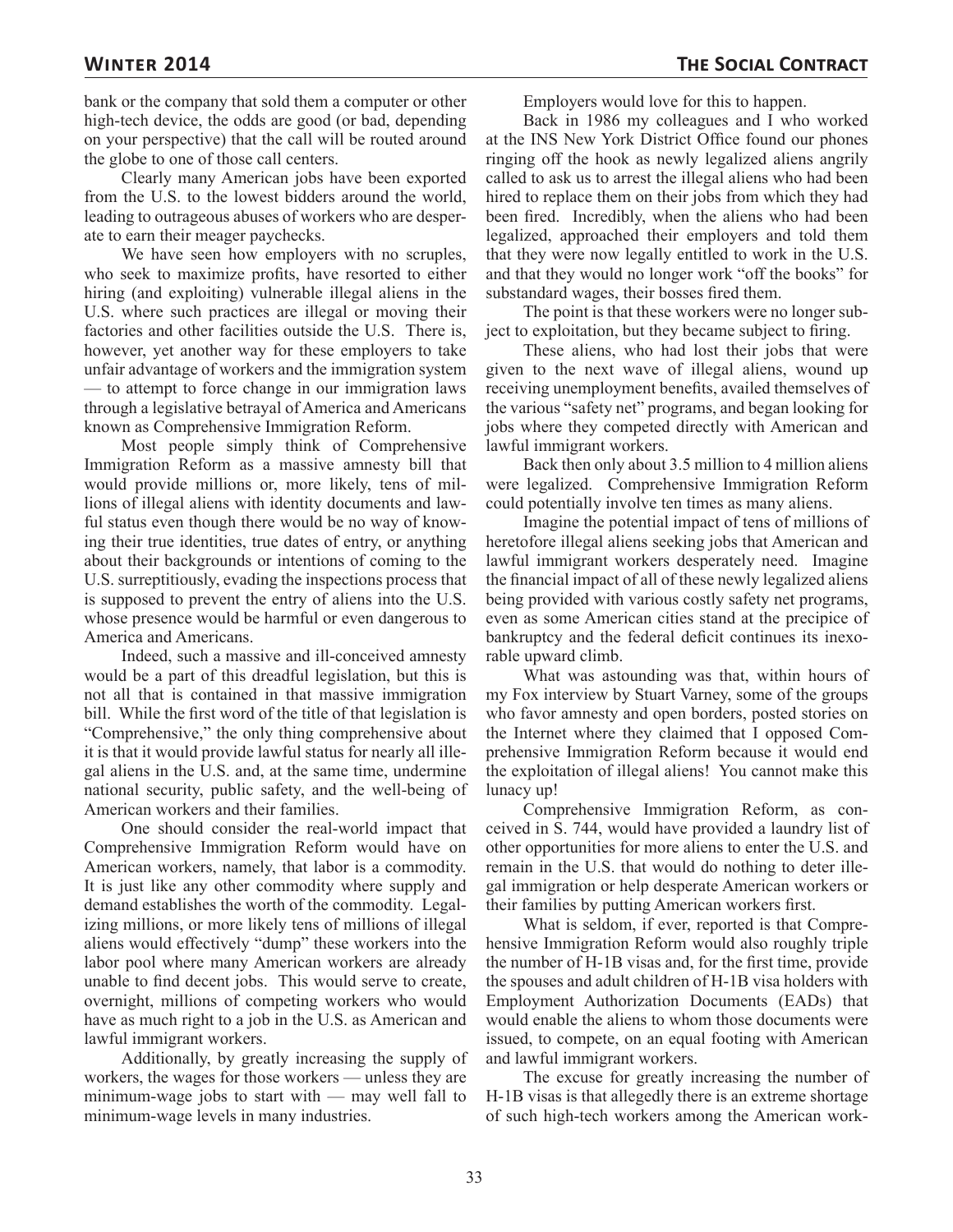bank or the company that sold them a computer or other high-tech device, the odds are good (or bad, depending on your perspective) that the call will be routed around the globe to one of those call centers.

Clearly many American jobs have been exported from the U.S. to the lowest bidders around the world, leading to outrageous abuses of workers who are desperate to earn their meager paychecks.

We have seen how employers with no scruples, who seek to maximize profits, have resorted to either hiring (and exploiting) vulnerable illegal aliens in the U.S. where such practices are illegal or moving their factories and other facilities outside the U.S. There is, however, yet another way for these employers to take unfair advantage of workers and the immigration system — to attempt to force change in our immigration laws through a legislative betrayal of America and Americans known as Comprehensive Immigration Reform.

Most people simply think of Comprehensive Immigration Reform as a massive amnesty bill that would provide millions or, more likely, tens of millions of illegal aliens with identity documents and lawful status even though there would be no way of knowing their true identities, true dates of entry, or anything about their backgrounds or intentions of coming to the U.S. surreptitiously, evading the inspections process that is supposed to prevent the entry of aliens into the U.S. whose presence would be harmful or even dangerous to America and Americans.

Indeed, such a massive and ill-conceived amnesty would be a part of this dreadful legislation, but this is not all that is contained in that massive immigration bill. While the first word of the title of that legislation is "Comprehensive," the only thing comprehensive about it is that it would provide lawful status for nearly all illegal aliens in the U.S. and, at the same time, undermine national security, public safety, and the well-being of American workers and their families.

One should consider the real-world impact that Comprehensive Immigration Reform would have on American workers, namely, that labor is a commodity. It is just like any other commodity where supply and demand establishes the worth of the commodity. Legalizing millions, or more likely tens of millions of illegal aliens would effectively "dump" these workers into the labor pool where many American workers are already unable to find decent jobs. This would serve to create, overnight, millions of competing workers who would have as much right to a job in the U.S. as American and lawful immigrant workers.

Additionally, by greatly increasing the supply of workers, the wages for those workers — unless they are minimum-wage jobs to start with — may well fall to minimum-wage levels in many industries.

Employers would love for this to happen.

Back in 1986 my colleagues and I who worked at the INS New York District Office found our phones ringing off the hook as newly legalized aliens angrily called to ask us to arrest the illegal aliens who had been hired to replace them on their jobs from which they had been fired. Incredibly, when the aliens who had been legalized, approached their employers and told them that they were now legally entitled to work in the U.S. and that they would no longer work "off the books" for substandard wages, their bosses fired them.

The point is that these workers were no longer subject to exploitation, but they became subject to firing.

These aliens, who had lost their jobs that were given to the next wave of illegal aliens, wound up receiving unemployment benefits, availed themselves of the various "safety net" programs, and began looking for jobs where they competed directly with American and lawful immigrant workers.

Back then only about 3.5 million to 4 million aliens were legalized. Comprehensive Immigration Reform could potentially involve ten times as many aliens.

Imagine the potential impact of tens of millions of heretofore illegal aliens seeking jobs that American and lawful immigrant workers desperately need. Imagine the financial impact of all of these newly legalized aliens being provided with various costly safety net programs, even as some American cities stand at the precipice of bankruptcy and the federal deficit continues its inexorable upward climb.

What was astounding was that, within hours of my Fox interview by Stuart Varney, some of the groups who favor amnesty and open borders, posted stories on the Internet where they claimed that I opposed Comprehensive Immigration Reform because it would end the exploitation of illegal aliens! You cannot make this lunacy up!

Comprehensive Immigration Reform, as conceived in S. 744, would have provided a laundry list of other opportunities for more aliens to enter the U.S. and remain in the U.S. that would do nothing to deter illegal immigration or help desperate American workers or their families by putting American workers first.

What is seldom, if ever, reported is that Comprehensive Immigration Reform would also roughly triple the number of H-1B visas and, for the first time, provide the spouses and adult children of H-1B visa holders with Employment Authorization Documents (EADs) that would enable the aliens to whom those documents were issued, to compete, on an equal footing with American and lawful immigrant workers.

The excuse for greatly increasing the number of H-1B visas is that allegedly there is an extreme shortage of such high-tech workers among the American work-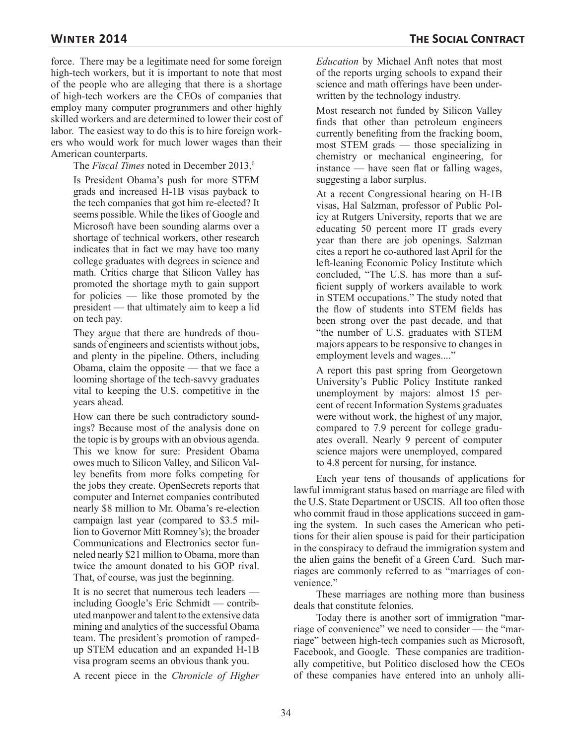force. There may be a legitimate need for some foreign high-tech workers, but it is important to note that most of the people who are alleging that there is a shortage of high-tech workers are the CEOs of companies that employ many computer programmers and other highly skilled workers and are determined to lower their cost of labor. The easiest way to do this is to hire foreign workers who would work for much lower wages than their American counterparts.

The *Fiscal Times* noted in December 2013,[5]

> Is President Obama's push for more STEM grads and increased H-1B visas payback to the tech companies that got him re-elected? It seems possible. While the likes of Google and Microsoft have been sounding alarms over a shortage of technical workers, other research indicates that in fact we may have too many college graduates with degrees in science and math. Critics charge that Silicon Valley has promoted the shortage myth to gain support for policies — like those promoted by the president — that ultimately aim to keep a lid on tech pay.
>
> They argue that there are hundreds of thousands of engineers and scientists without jobs, and plenty in the pipeline. Others, including Obama, claim the opposite — that we face a looming shortage of the tech-savvy graduates vital to keeping the U.S. competitive in the years ahead.
>
> How can there be such contradictory soundings? Because most of the analysis done on the topic is by groups with an obvious agenda. This we know for sure: President Obama owes much to Silicon Valley, and Silicon Valley benefits from more folks competing for the jobs they create. OpenSecrets reports that computer and Internet companies contributed nearly $8 million to Mr. Obama's re-election campaign last year (compared to $3.5 million to Governor Mitt Romney's); the broader Communications and Electronics sector funneled nearly $21 million to Obama, more than twice the amount donated to his GOP rival. That, of course, was just the beginning.
>
> It is no secret that numerous tech leaders — including Google's Eric Schmidt — contributed manpower and talent to the extensive data mining and analytics of the successful Obama team. The president's promotion of ramped-up STEM education and an expanded H-1B visa program seems an obvious thank you.
>
> A recent piece in the *Chronicle of Higher Education* by Michael Anft notes that most of the reports urging schools to expand their science and math offerings have been underwritten by the technology industry.
>
> Most research not funded by Silicon Valley finds that other than petroleum engineers currently benefiting from the fracking boom, most STEM grads — those specializing in chemistry or mechanical engineering, for instance — have seen flat or falling wages, suggesting a labor surplus.
>
> At a recent Congressional hearing on H-1B visas, Hal Salzman, professor of Public Policy at Rutgers University, reports that we are educating 50 percent more IT grads every year than there are job openings. Salzman cites a report he co-authored last April for the left-leaning Economic Policy Institute which concluded, "The U.S. has more than a sufficient supply of workers available to work in STEM occupations." The study noted that the flow of students into STEM fields has been strong over the past decade, and that "the number of U.S. graduates with STEM majors appears to be responsive to changes in employment levels and wages...."
>
> A report this past spring from Georgetown University's Public Policy Institute ranked unemployment by majors: almost 15 percent of recent Information Systems graduates were without work, the highest of any major, compared to 7.9 percent for college graduates overall. Nearly 9 percent of computer science majors were unemployed, compared to 4.8 percent for nursing, for instance.

Each year tens of thousands of applications for lawful immigrant status based on marriage are filed with the U.S. State Department or USCIS. All too often those who commit fraud in those applications succeed in gaming the system. In such cases the American who petitions for their alien spouse is paid for their participation in the conspiracy to defraud the immigration system and the alien gains the benefit of a Green Card. Such marriages are commonly referred to as "marriages of convenience."

These marriages are nothing more than business deals that constitute felonies.

Today there is another sort of immigration "marriage of convenience" we need to consider — the "marriage" between high-tech companies such as Microsoft, Facebook, and Google. These companies are traditionally competitive, but Politico disclosed how the CEOs of these companies have entered into an unholy alli-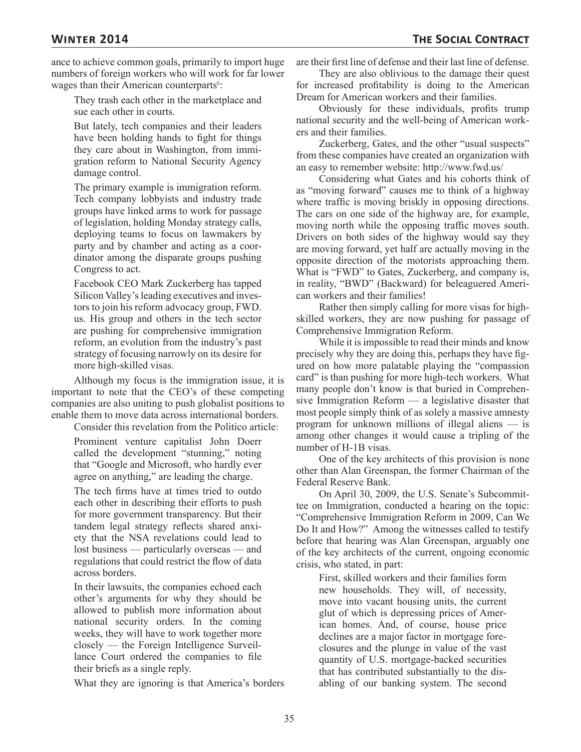ance to achieve common goals, primarily to import huge numbers of foreign workers who will work for far lower wages than their American counterparts[6]:

> They trash each other in the marketplace and sue each other in courts.
>
> But lately, tech companies and their leaders have been holding hands to fight for things they care about in Washington, from immigration reform to National Security Agency damage control.
>
> The primary example is immigration reform. Tech company lobbyists and industry trade groups have linked arms to work for passage of legislation, holding Monday strategy calls, deploying teams to focus on lawmakers by party and by chamber and acting as a coordinator among the disparate groups pushing Congress to act.
>
> Facebook CEO Mark Zuckerberg has tapped Silicon Valley's leading executives and investors to join his reform advocacy group, FWD.us. His group and others in the tech sector are pushing for comprehensive immigration reform, an evolution from the industry's past strategy of focusing narrowly on its desire for more high-skilled visas.

Although my focus is the immigration issue, it is important to note that the CEO's of these competing companies are also uniting to push globalist positions to enable them to move data across international borders.

Consider this revelation from the Politico article:

> Prominent venture capitalist John Doerr called the development "stunning," noting that "Google and Microsoft, who hardly ever agree on anything," are leading the charge.
>
> The tech firms have at times tried to outdo each other in describing their efforts to push for more government transparency. But their tandem legal strategy reflects shared anxiety that the NSA revelations could lead to lost business — particularly overseas — and regulations that could restrict the flow of data across borders.
>
> In their lawsuits, the companies echoed each other's arguments for why they should be allowed to publish more information about national security orders. In the coming weeks, they will have to work together more closely — the Foreign Intelligence Surveillance Court ordered the companies to file their briefs as a single reply.

What they are ignoring is that America's borders are their first line of defense and their last line of defense.

They are also oblivious to the damage their quest for increased profitability is doing to the American Dream for American workers and their families.

Obviously for these individuals, profits trump national security and the well-being of American workers and their families.

Zuckerberg, Gates, and the other "usual suspects" from these companies have created an organization with an easy to remember website: http://www.fwd.us/

Considering what Gates and his cohorts think of as "moving forward" causes me to think of a highway where traffic is moving briskly in opposing directions. The cars on one side of the highway are, for example, moving north while the opposing traffic moves south. Drivers on both sides of the highway would say they are moving forward, yet half are actually moving in the opposite direction of the motorists approaching them. What is "FWD" to Gates, Zuckerberg, and company is, in reality, "BWD" (Backward) for beleaguered American workers and their families!

Rather then simply calling for more visas for high-skilled workers, they are now pushing for passage of Comprehensive Immigration Reform.

While it is impossible to read their minds and know precisely why they are doing this, perhaps they have figured on how more palatable playing the "compassion card" is than pushing for more high-tech workers. What many people don't know is that buried in Comprehensive Immigration Reform — a legislative disaster that most people simply think of as solely a massive amnesty program for unknown millions of illegal aliens — is among other changes it would cause a tripling of the number of H-1B visas.

One of the key architects of this provision is none other than Alan Greenspan, the former Chairman of the Federal Reserve Bank.

On April 30, 2009, the U.S. Senate's Subcommittee on Immigration, conducted a hearing on the topic: "Comprehensive Immigration Reform in 2009, Can We Do It and How?" Among the witnesses called to testify before that hearing was Alan Greenspan, arguably one of the key architects of the current, ongoing economic crisis, who stated, in part:

> First, skilled workers and their families form new households. They will, of necessity, move into vacant housing units, the current glut of which is depressing prices of American homes. And, of course, house price declines are a major factor in mortgage foreclosures and the plunge in value of the vast quantity of U.S. mortgage-backed securities that has contributed substantially to the disabling of our banking system. The second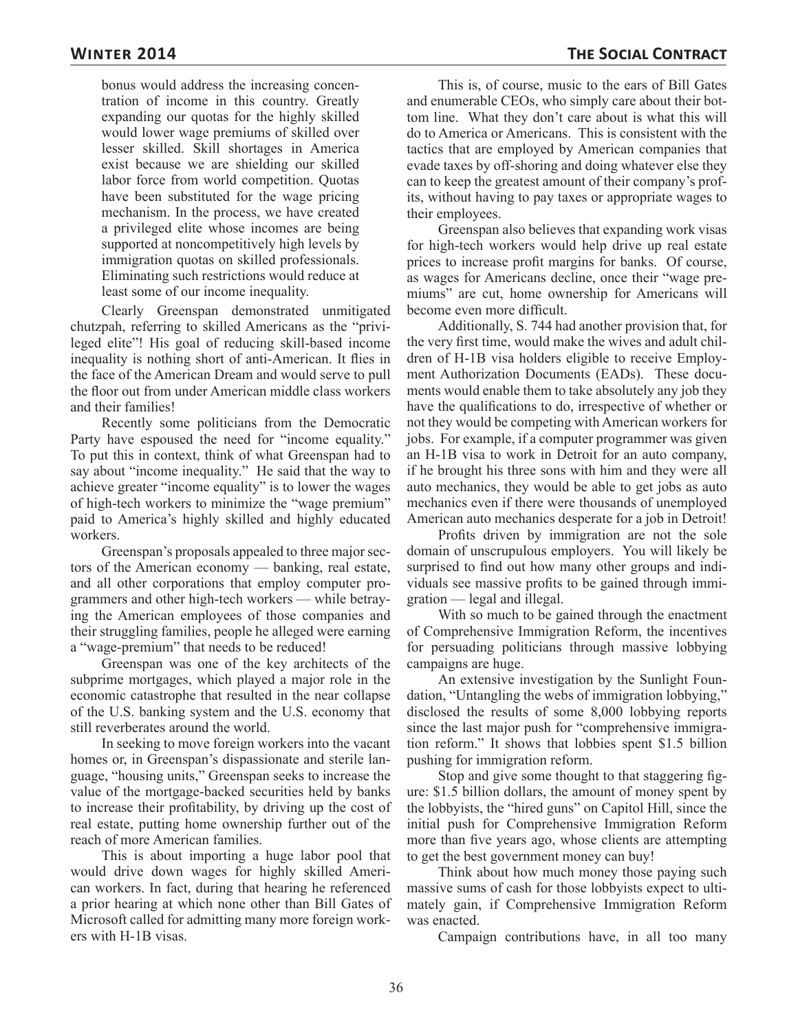> bonus would address the increasing concentration of income in this country. Greatly expanding our quotas for the highly skilled would lower wage premiums of skilled over lesser skilled. Skill shortages in America exist because we are shielding our skilled labor force from world competition. Quotas have been substituted for the wage pricing mechanism. In the process, we have created a privileged elite whose incomes are being supported at noncompetitively high levels by immigration quotas on skilled professionals. Eliminating such restrictions would reduce at least some of our income inequality.

Clearly Greenspan demonstrated unmitigated chutzpah, referring to skilled Americans as the "privileged elite"! His goal of reducing skill-based income inequality is nothing short of anti-American. It flies in the face of the American Dream and would serve to pull the floor out from under American middle class workers and their families!

Recently some politicians from the Democratic Party have espoused the need for "income equality." To put this in context, think of what Greenspan had to say about "income inequality." He said that the way to achieve greater "income equality" is to lower the wages of high-tech workers to minimize the "wage premium" paid to America's highly skilled and highly educated workers.

Greenspan's proposals appealed to three major sectors of the American economy — banking, real estate, and all other corporations that employ computer programmers and other high-tech workers — while betraying the American employees of those companies and their struggling families, people he alleged were earning a "wage-premium" that needs to be reduced!

Greenspan was one of the key architects of the subprime mortgages, which played a major role in the economic catastrophe that resulted in the near collapse of the U.S. banking system and the U.S. economy that still reverberates around the world.

In seeking to move foreign workers into the vacant homes or, in Greenspan's dispassionate and sterile language, "housing units," Greenspan seeks to increase the value of the mortgage-backed securities held by banks to increase their profitability, by driving up the cost of real estate, putting home ownership further out of the reach of more American families.

This is about importing a huge labor pool that would drive down wages for highly skilled American workers. In fact, during that hearing he referenced a prior hearing at which none other than Bill Gates of Microsoft called for admitting many more foreign workers with H-1B visas.

This is, of course, music to the ears of Bill Gates and enumerable CEOs, who simply care about their bottom line. What they don't care about is what this will do to America or Americans. This is consistent with the tactics that are employed by American companies that evade taxes by off-shoring and doing whatever else they can to keep the greatest amount of their company's profits, without having to pay taxes or appropriate wages to their employees.

Greenspan also believes that expanding work visas for high-tech workers would help drive up real estate prices to increase profit margins for banks. Of course, as wages for Americans decline, once their "wage premiums" are cut, home ownership for Americans will become even more difficult.

Additionally, S. 744 had another provision that, for the very first time, would make the wives and adult children of H-1B visa holders eligible to receive Employment Authorization Documents (EADs). These documents would enable them to take absolutely any job they have the qualifications to do, irrespective of whether or not they would be competing with American workers for jobs. For example, if a computer programmer was given an H-1B visa to work in Detroit for an auto company, if he brought his three sons with him and they were all auto mechanics, they would be able to get jobs as auto mechanics even if there were thousands of unemployed American auto mechanics desperate for a job in Detroit!

Profits driven by immigration are not the sole domain of unscrupulous employers. You will likely be surprised to find out how many other groups and individuals see massive profits to be gained through immigration — legal and illegal.

With so much to be gained through the enactment of Comprehensive Immigration Reform, the incentives for persuading politicians through massive lobbying campaigns are huge.

An extensive investigation by the Sunlight Foundation, "Untangling the webs of immigration lobbying," disclosed the results of some 8,000 lobbying reports since the last major push for "comprehensive immigration reform." It shows that lobbies spent $1.5 billion pushing for immigration reform.

Stop and give some thought to that staggering figure: $1.5 billion dollars, the amount of money spent by the lobbyists, the "hired guns" on Capitol Hill, since the initial push for Comprehensive Immigration Reform more than five years ago, whose clients are attempting to get the best government money can buy!

Think about how much money those paying such massive sums of cash for those lobbyists expect to ultimately gain, if Comprehensive Immigration Reform was enacted.

Campaign contributions have, in all too many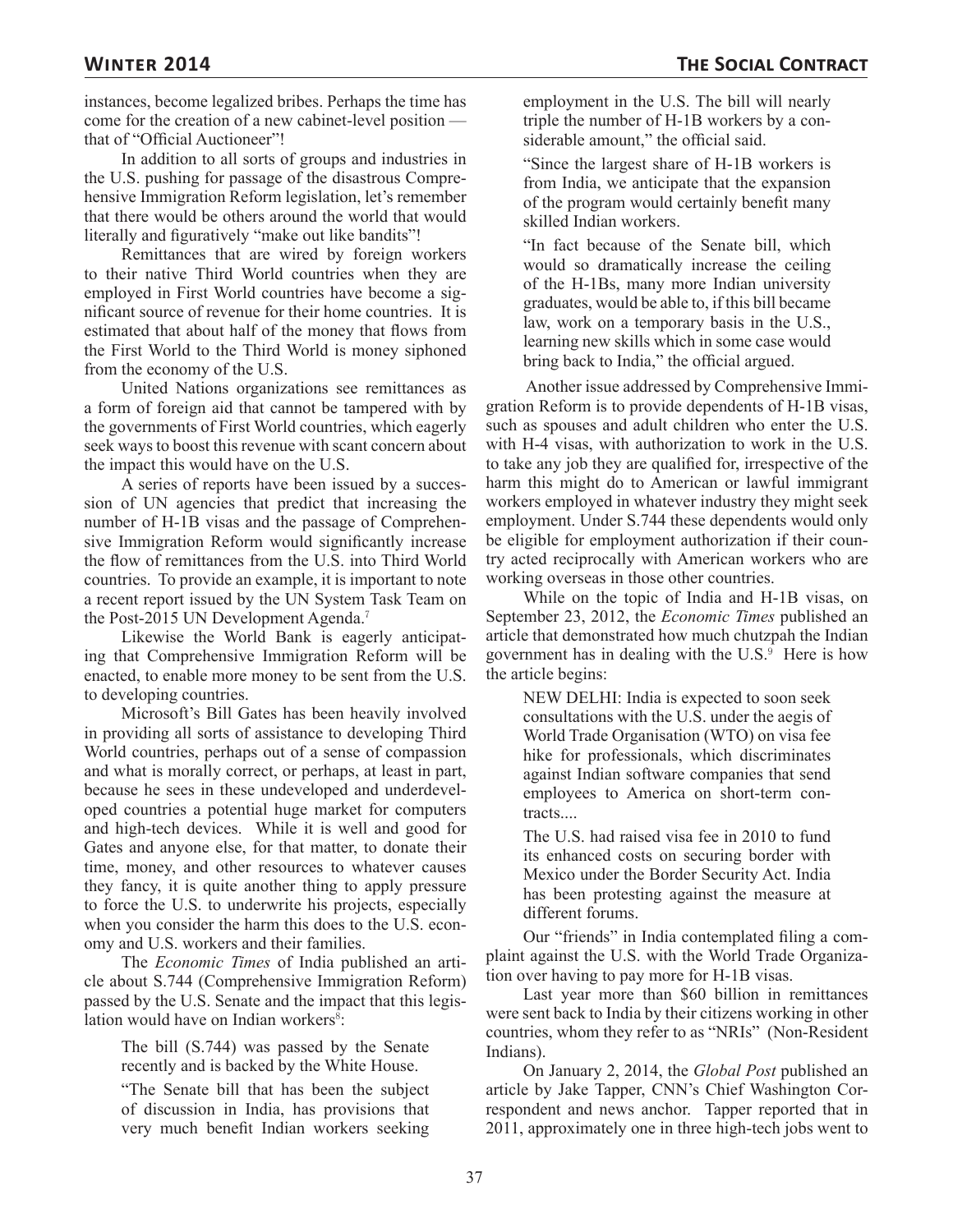instances, become legalized bribes. Perhaps the time has come for the creation of a new cabinet-level position — that of "Official Auctioneer"!

In addition to all sorts of groups and industries in the U.S. pushing for passage of the disastrous Comprehensive Immigration Reform legislation, let's remember that there would be others around the world that would literally and figuratively "make out like bandits"!

Remittances that are wired by foreign workers to their native Third World countries when they are employed in First World countries have become a significant source of revenue for their home countries. It is estimated that about half of the money that flows from the First World to the Third World is money siphoned from the economy of the U.S.

United Nations organizations see remittances as a form of foreign aid that cannot be tampered with by the governments of First World countries, which eagerly seek ways to boost this revenue with scant concern about the impact this would have on the U.S.

A series of reports have been issued by a succession of UN agencies that predict that increasing the number of H-1B visas and the passage of Comprehensive Immigration Reform would significantly increase the flow of remittances from the U.S. into Third World countries. To provide an example, it is important to note a recent report issued by the UN System Task Team on the Post-2015 UN Development Agenda.[7]

Likewise the World Bank is eagerly anticipating that Comprehensive Immigration Reform will be enacted, to enable more money to be sent from the U.S. to developing countries.

Microsoft's Bill Gates has been heavily involved in providing all sorts of assistance to developing Third World countries, perhaps out of a sense of compassion and what is morally correct, or perhaps, at least in part, because he sees in these undeveloped and underdeveloped countries a potential huge market for computers and high-tech devices. While it is well and good for Gates and anyone else, for that matter, to donate their time, money, and other resources to whatever causes they fancy, it is quite another thing to apply pressure to force the U.S. to underwrite his projects, especially when you consider the harm this does to the U.S. economy and U.S. workers and their families.

The *Economic Times* of India published an article about S.744 (Comprehensive Immigration Reform) passed by the U.S. Senate and the impact that this legislation would have on Indian workers[8]:

> The bill (S.744) was passed by the Senate recently and is backed by the White House.
>
> "The Senate bill that has been the subject of discussion in India, has provisions that very much benefit Indian workers seeking employment in the U.S. The bill will nearly triple the number of H-1B workers by a considerable amount," the official said.
>
> "Since the largest share of H-1B workers is from India, we anticipate that the expansion of the program would certainly benefit many skilled Indian workers.
>
> "In fact because of the Senate bill, which would so dramatically increase the ceiling of the H-1Bs, many more Indian university graduates, would be able to, if this bill became law, work on a temporary basis in the U.S., learning new skills which in some case would bring back to India," the official argued.

Another issue addressed by Comprehensive Immigration Reform is to provide dependents of H-1B visas, such as spouses and adult children who enter the U.S. with H-4 visas, with authorization to work in the U.S. to take any job they are qualified for, irrespective of the harm this might do to American or lawful immigrant workers employed in whatever industry they might seek employment. Under S.744 these dependents would only be eligible for employment authorization if their country acted reciprocally with American workers who are working overseas in those other countries.

While on the topic of India and H-1B visas, on September 23, 2012, the *Economic Times* published an article that demonstrated how much chutzpah the Indian government has in dealing with the U.S.[9] Here is how the article begins:

> NEW DELHI: India is expected to soon seek consultations with the U.S. under the aegis of World Trade Organisation (WTO) on visa fee hike for professionals, which discriminates against Indian software companies that send employees to America on short-term contracts....
>
> The U.S. had raised visa fee in 2010 to fund its enhanced costs on securing border with Mexico under the Border Security Act. India has been protesting against the measure at different forums.

Our "friends" in India contemplated filing a complaint against the U.S. with the World Trade Organization over having to pay more for H-1B visas.

Last year more than $60 billion in remittances were sent back to India by their citizens working in other countries, whom they refer to as "NRIs" (Non-Resident Indians).

On January 2, 2014, the *Global Post* published an article by Jake Tapper, CNN's Chief Washington Correspondent and news anchor. Tapper reported that in 2011, approximately one in three high-tech jobs went to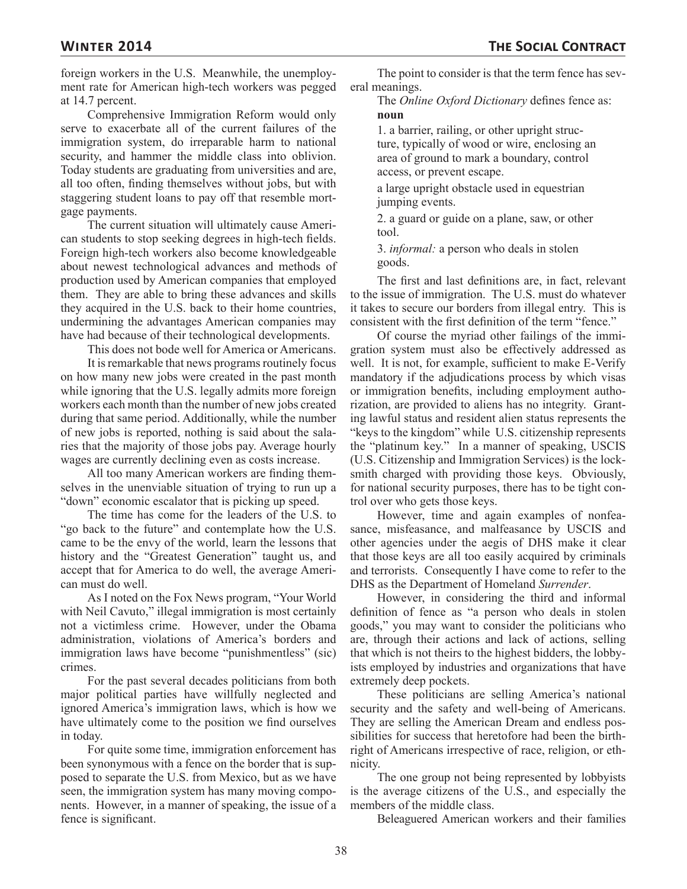foreign workers in the U.S. Meanwhile, the unemployment rate for American high-tech workers was pegged at 14.7 percent.

Comprehensive Immigration Reform would only serve to exacerbate all of the current failures of the immigration system, do irreparable harm to national security, and hammer the middle class into oblivion. Today students are graduating from universities and are, all too often, finding themselves without jobs, but with staggering student loans to pay off that resemble mortgage payments.

The current situation will ultimately cause American students to stop seeking degrees in high-tech fields. Foreign high-tech workers also become knowledgeable about newest technological advances and methods of production used by American companies that employed them. They are able to bring these advances and skills they acquired in the U.S. back to their home countries, undermining the advantages American companies may have had because of their technological developments.

This does not bode well for America or Americans.

It is remarkable that news programs routinely focus on how many new jobs were created in the past month while ignoring that the U.S. legally admits more foreign workers each month than the number of new jobs created during that same period. Additionally, while the number of new jobs is reported, nothing is said about the salaries that the majority of those jobs pay. Average hourly wages are currently declining even as costs increase.

All too many American workers are finding themselves in the unenviable situation of trying to run up a "down" economic escalator that is picking up speed.

The time has come for the leaders of the U.S. to "go back to the future" and contemplate how the U.S. came to be the envy of the world, learn the lessons that history and the "Greatest Generation" taught us, and accept that for America to do well, the average American must do well.

As I noted on the Fox News program, "Your World with Neil Cavuto," illegal immigration is most certainly not a victimless crime. However, under the Obama administration, violations of America's borders and immigration laws have become "punishmentless" (sic) crimes.

For the past several decades politicians from both major political parties have willfully neglected and ignored America's immigration laws, which is how we have ultimately come to the position we find ourselves in today.

For quite some time, immigration enforcement has been synonymous with a fence on the border that is supposed to separate the U.S. from Mexico, but as we have seen, the immigration system has many moving components. However, in a manner of speaking, the issue of a fence is significant.

The point to consider is that the term fence has several meanings.

The *Online Oxford Dictionary* defines fence as:

**noun**

1. a barrier, railing, or other upright structure, typically of wood or wire, enclosing an area of ground to mark a boundary, control access, or prevent escape.

a large upright obstacle used in equestrian jumping events.

2. a guard or guide on a plane, saw, or other tool.

3. *informal:* a person who deals in stolen goods.

The first and last definitions are, in fact, relevant to the issue of immigration. The U.S. must do whatever it takes to secure our borders from illegal entry. This is consistent with the first definition of the term "fence."

Of course the myriad other failings of the immigration system must also be effectively addressed as well. It is not, for example, sufficient to make E-Verify mandatory if the adjudications process by which visas or immigration benefits, including employment authorization, are provided to aliens has no integrity. Granting lawful status and resident alien status represents the "keys to the kingdom" while U.S. citizenship represents the "platinum key." In a manner of speaking, USCIS (U.S. Citizenship and Immigration Services) is the locksmith charged with providing those keys. Obviously, for national security purposes, there has to be tight control over who gets those keys.

However, time and again examples of nonfeasance, misfeasance, and malfeasance by USCIS and other agencies under the aegis of DHS make it clear that those keys are all too easily acquired by criminals and terrorists. Consequently I have come to refer to the DHS as the Department of Homeland *Surrender*.

However, in considering the third and informal definition of fence as "a person who deals in stolen goods," you may want to consider the politicians who are, through their actions and lack of actions, selling that which is not theirs to the highest bidders, the lobbyists employed by industries and organizations that have extremely deep pockets.

These politicians are selling America's national security and the safety and well-being of Americans. They are selling the American Dream and endless possibilities for success that heretofore had been the birthright of Americans irrespective of race, religion, or ethnicity.

The one group not being represented by lobbyists is the average citizens of the U.S., and especially the members of the middle class.

Beleaguered American workers and their families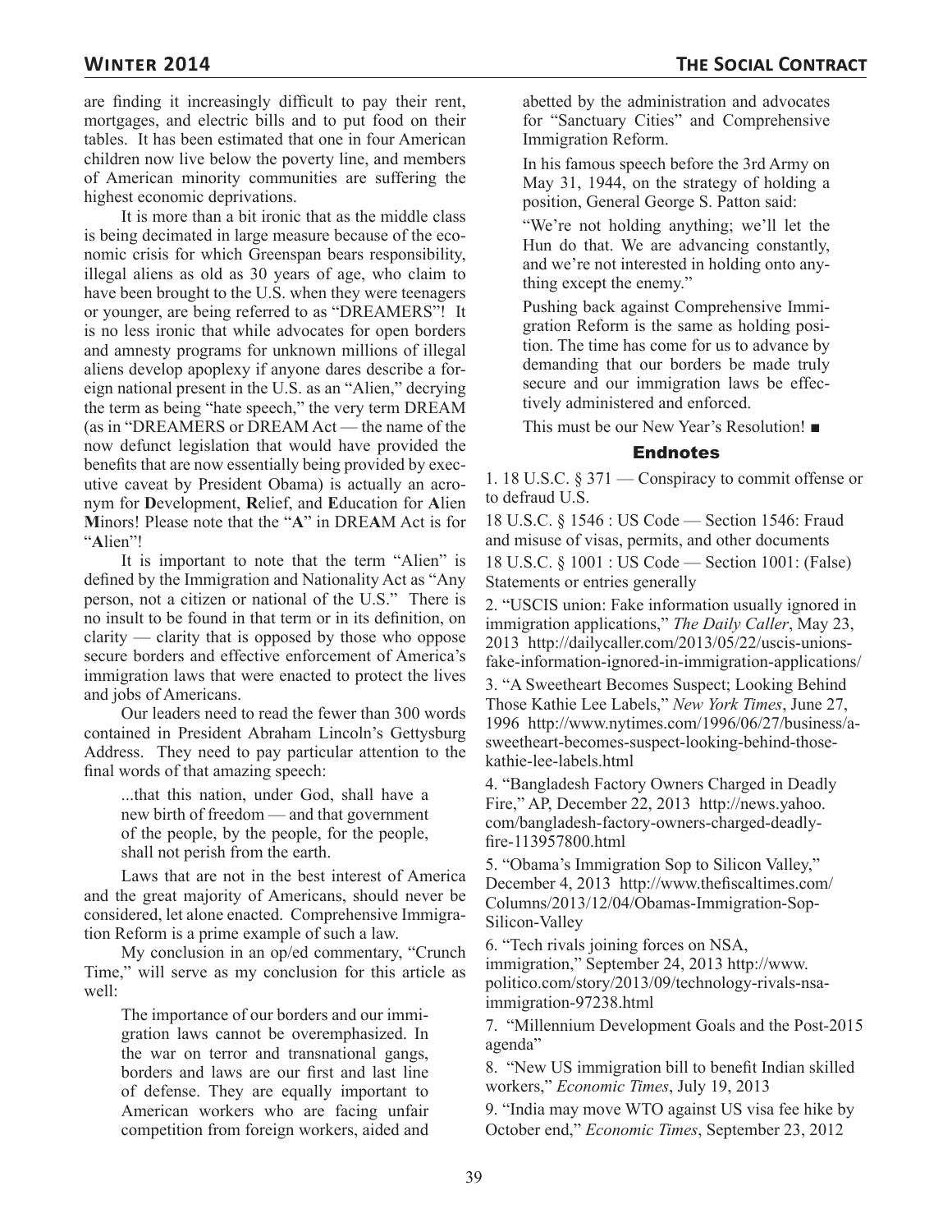are finding it increasingly difficult to pay their rent, mortgages, and electric bills and to put food on their tables. It has been estimated that one in four American children now live below the poverty line, and members of American minority communities are suffering the highest economic deprivations.

It is more than a bit ironic that as the middle class is being decimated in large measure because of the economic crisis for which Greenspan bears responsibility, illegal aliens as old as 30 years of age, who claim to have been brought to the U.S. when they were teenagers or younger, are being referred to as "DREAMERS"! It is no less ironic that while advocates for open borders and amnesty programs for unknown millions of illegal aliens develop apoplexy if anyone dares describe a foreign national present in the U.S. as an "Alien," decrying the term as being "hate speech," the very term DREAM (as in "DREAMERS or DREAM Act — the name of the now defunct legislation that would have provided the benefits that are now essentially being provided by executive caveat by President Obama) is actually an acronym for **D**evelopment, **R**elief, and **E**ducation for **A**lien **M**inors! Please note that the "**A**" in DRE**A**M Act is for "**A**lien"!

It is important to note that the term "Alien" is defined by the Immigration and Nationality Act as "Any person, not a citizen or national of the U.S." There is no insult to be found in that term or in its definition, on clarity — clarity that is opposed by those who oppose secure borders and effective enforcement of America's immigration laws that were enacted to protect the lives and jobs of Americans.

Our leaders need to read the fewer than 300 words contained in President Abraham Lincoln's Gettysburg Address. They need to pay particular attention to the final words of that amazing speech:

> ...that this nation, under God, shall have a new birth of freedom — and that government of the people, by the people, for the people, shall not perish from the earth.

Laws that are not in the best interest of America and the great majority of Americans, should never be considered, let alone enacted. Comprehensive Immigration Reform is a prime example of such a law.

My conclusion in an op/ed commentary, "Crunch Time," will serve as my conclusion for this article as well:

> The importance of our borders and our immigration laws cannot be overemphasized. In the war on terror and transnational gangs, borders and laws are our first and last line of defense. They are equally important to American workers who are facing unfair competition from foreign workers, aided and abetted by the administration and advocates for "Sanctuary Cities" and Comprehensive Immigration Reform.
>
> In his famous speech before the 3rd Army on May 31, 1944, on the strategy of holding a position, General George S. Patton said:
>
> "We're not holding anything; we'll let the Hun do that. We are advancing constantly, and we're not interested in holding onto anything except the enemy."
>
> Pushing back against Comprehensive Immigration Reform is the same as holding position. The time has come for us to advance by demanding that our borders be made truly secure and our immigration laws be effectively administered and enforced.
>
> This must be our New Year's Resolution! ■

## Endnotes

1. 18 U.S.C. § 371 — Conspiracy to commit offense or to defraud U.S.

18 U.S.C. § 1546 : US Code — Section 1546: Fraud and misuse of visas, permits, and other documents

18 U.S.C. § 1001 : US Code — Section 1001: (False) Statements or entries generally

2. "USCIS union: Fake information usually ignored in immigration applications," *The Daily Caller*, May 23, 2013 http://dailycaller.com/2013/05/22/uscis-unions-fake-information-ignored-in-immigration-applications/

3. "A Sweetheart Becomes Suspect; Looking Behind Those Kathie Lee Labels," *New York Times*, June 27, 1996 http://www.nytimes.com/1996/06/27/business/a-sweetheart-becomes-suspect-looking-behind-those-kathie-lee-labels.html

4. "Bangladesh Factory Owners Charged in Deadly Fire," AP, December 22, 2013 http://news.yahoo.com/bangladesh-factory-owners-charged-deadly-fire-113957800.html

5. "Obama's Immigration Sop to Silicon Valley," December 4, 2013 http://www.thefiscaltimes.com/Columns/2013/12/04/Obamas-Immigration-Sop-Silicon-Valley

6. "Tech rivals joining forces on NSA, immigration," September 24, 2013 http://www.politico.com/story/2013/09/technology-rivals-nsa-immigration-97238.html

7. "Millennium Development Goals and the Post-2015 agenda"

8. "New US immigration bill to benefit Indian skilled workers," *Economic Times*, July 19, 2013

9. "India may move WTO against US visa fee hike by October end," *Economic Times*, September 23, 2012